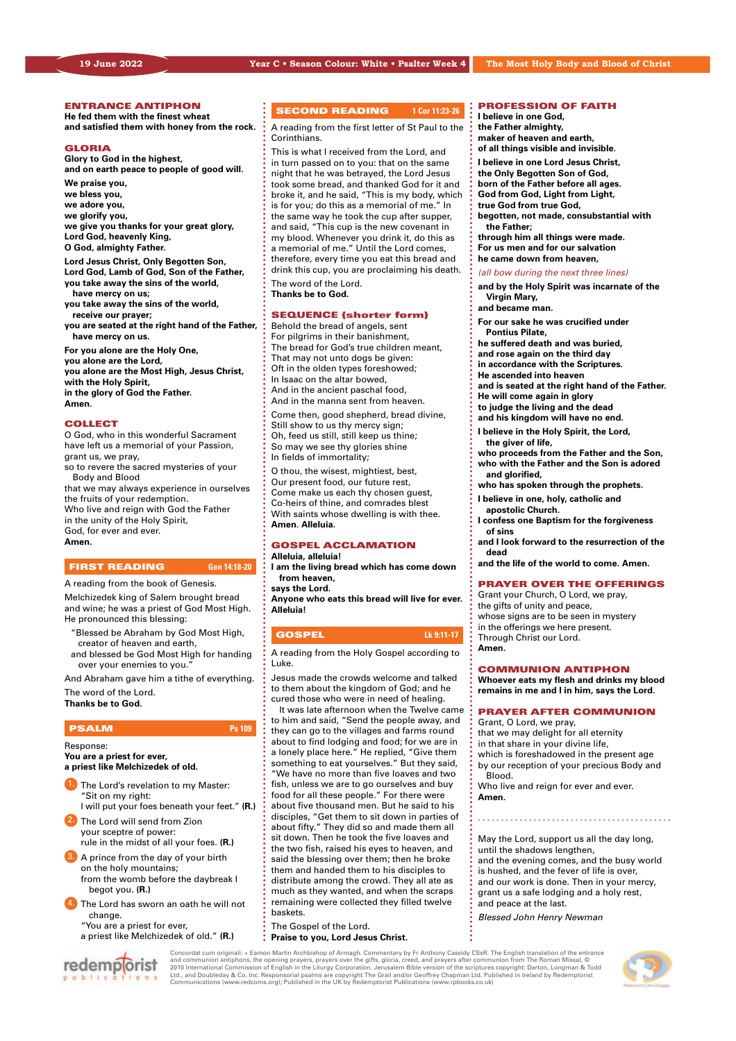19 June 2022 | Year C • Season Colour: White • Psalter Week 4 | The Most Holy Body and Blood of Christ

## ENTRANCE ANTIPHON

**He fed them with the finest wheat**
**and satisfied them with honey from the rock.**

## GLORIA

**Glory to God in the highest,**
**and on earth peace to people of good will.**

**We praise you,**
**we bless you,**
**we adore you,**
**we glorify you,**
**we give you thanks for your great glory,**
**Lord God, heavenly King,**
**O God, almighty Father.**

**Lord Jesus Christ, Only Begotten Son,**
**Lord God, Lamb of God, Son of the Father,**
**you take away the sins of the world,**
**have mercy on us;**
**you take away the sins of the world,**
**receive our prayer;**
**you are seated at the right hand of the Father,**
**have mercy on us.**

**For you alone are the Holy One,**
**you alone are the Lord,**
**you alone are the Most High, Jesus Christ,**
**with the Holy Spirit,**
**in the glory of God the Father.**
**Amen.**

## COLLECT

O God, who in this wonderful Sacrament
have left us a memorial of your Passion,
grant us, we pray,
so to revere the sacred mysteries of your
Body and Blood
that we may always experience in ourselves
the fruits of your redemption.
Who live and reign with God the Father
in the unity of the Holy Spirit,
God, for ever and ever.
**Amen.**

## FIRST READING — Gen 14:18-20

A reading from the book of Genesis.

Melchizedek king of Salem brought bread and wine; he was a priest of God Most High. He pronounced this blessing:

"Blessed be Abraham by God Most High,
creator of heaven and earth,
and blessed be God Most High for handing
over your enemies to you."

And Abraham gave him a tithe of everything.

The word of the Lord.
**Thanks be to God.**

## PSALM — Ps 109

Response:
**You are a priest for ever,**
**a priest like Melchizedek of old.**

1. The Lord's revelation to my Master:
"Sit on my right:
I will put your foes beneath your feet." **(R.)**
2. The Lord will send from Zion
your sceptre of power:
rule in the midst of all your foes. **(R.)**
3. A prince from the day of your birth
on the holy mountains;
from the womb before the daybreak I
begot you. **(R.)**
4. The Lord has sworn an oath he will not
change.
"You are a priest for ever,
a priest like Melchizedek of old." **(R.)**

## SECOND READING — 1 Cor 11:23-26

A reading from the first letter of St Paul to the Corinthians.

This is what I received from the Lord, and in turn passed on to you: that on the same night that he was betrayed, the Lord Jesus took some bread, and thanked God for it and broke it, and he said, "This is my body, which is for you; do this as a memorial of me." In the same way he took the cup after supper, and said, "This cup is the new covenant in my blood. Whenever you drink it, do this as a memorial of me." Until the Lord comes, therefore, every time you eat this bread and drink this cup, you are proclaiming his death.

The word of the Lord.
**Thanks be to God.**

## SEQUENCE (shorter form)

Behold the bread of angels, sent
For pilgrims in their banishment,
The bread for God's true children meant,
That may not unto dogs be given:
Oft in the olden types foreshowed;
In Isaac on the altar bowed,
And in the ancient paschal food,
And in the manna sent from heaven.

Come then, good shepherd, bread divine,
Still show to us thy mercy sign;
Oh, feed us still, still keep us thine;
So may we see thy glories shine
In fields of immortality;

O thou, the wisest, mightiest, best,
Our present food, our future rest,
Come make us each thy chosen guest,
Co-heirs of thine, and comrades blest
With saints whose dwelling is with thee.
**Amen. Alleluia.**

## GOSPEL ACCLAMATION

**Alleluia, alleluia!**
**I am the living bread which has come down from heaven,**
**says the Lord.**
**Anyone who eats this bread will live for ever.**
**Alleluia!**

## GOSPEL — Lk 9:11-17

A reading from the Holy Gospel according to Luke.

Jesus made the crowds welcome and talked to them about the kingdom of God; and he cured those who were in need of healing.

It was late afternoon when the Twelve came to him and said, "Send the people away, and they can go to the villages and farms round about to find lodging and food; for we are in a lonely place here." He replied, "Give them something to eat yourselves." But they said, "We have no more than five loaves and two fish, unless we are to go ourselves and buy food for all these people." For there were about five thousand men. But he said to his disciples, "Get them to sit down in parties of about fifty." They did so and made them all sit down. Then he took the five loaves and the two fish, raised his eyes to heaven, and said the blessing over them; then he broke them and handed them to his disciples to distribute among the crowd. They all ate as much as they wanted, and when the scraps remaining were collected they filled twelve baskets.

The Gospel of the Lord.
**Praise to you, Lord Jesus Christ.**

## PROFESSION OF FAITH

**I believe in one God,**
**the Father almighty,**
**maker of heaven and earth,**
**of all things visible and invisible.**

**I believe in one Lord Jesus Christ,**
**the Only Begotten Son of God,**
**born of the Father before all ages.**
**God from God, Light from Light,**
**true God from true God,**
**begotten, not made, consubstantial with the Father;**
**through him all things were made.**
**For us men and for our salvation**
**he came down from heaven,**

*(all bow during the next three lines)*

**and by the Holy Spirit was incarnate of the Virgin Mary,**
**and became man.**

**For our sake he was crucified under Pontius Pilate,**
**he suffered death and was buried,**
**and rose again on the third day**
**in accordance with the Scriptures.**
**He ascended into heaven**
**and is seated at the right hand of the Father.**
**He will come again in glory**
**to judge the living and the dead**
**and his kingdom will have no end.**

**I believe in the Holy Spirit, the Lord,**
**the giver of life,**
**who proceeds from the Father and the Son,**
**who with the Father and the Son is adored and glorified,**
**who has spoken through the prophets.**

**I believe in one, holy, catholic and apostolic Church.**
**I confess one Baptism for the forgiveness of sins**
**and I look forward to the resurrection of the dead**
**and the life of the world to come. Amen.**

## PRAYER OVER THE OFFERINGS

Grant your Church, O Lord, we pray,
the gifts of unity and peace,
whose signs are to be seen in mystery
in the offerings we here present.
Through Christ our Lord.
**Amen.**

## COMMUNION ANTIPHON

**Whoever eats my flesh and drinks my blood remains in me and I in him, says the Lord.**

## PRAYER AFTER COMMUNION

Grant, O Lord, we pray,
that we may delight for all eternity
in that share in your divine life,
which is foreshadowed in the present age
by our reception of your precious Body and
Blood.
Who live and reign for ever and ever.
**Amen.**

---

May the Lord, support us all the day long,
until the shadows lengthen,
and the evening comes, and the busy world
is hushed, and the fever of life is over,
and our work is done. Then in your mercy,
grant us a safe lodging and a holy rest,
and peace at the last.

*Blessed John Henry Newman*

Concordat cum originali: + Eamon Martin Archbishop of Armagh. Commentary by Fr Anthony Cassidy CSsR. The English translation of the entrance and communion antiphons, the opening prayers, prayers over the gifts, gloria, creed, and prayers after communion from The Roman Missal, © 2010 International Commission of English in the Liturgy Corporation. Jerusalem Bible version of the scriptures copyright: Darton, Longman & Todd Ltd., and Doubleday & Co. Inc. Responsorial psalms are copyright The Grail and/or Geoffrey Chapman Ltd. Published in Ireland by Redemptorist Communications (www.redcoms.org); Published in the UK by Redemptorist Publications (www.rpbooks.co.uk)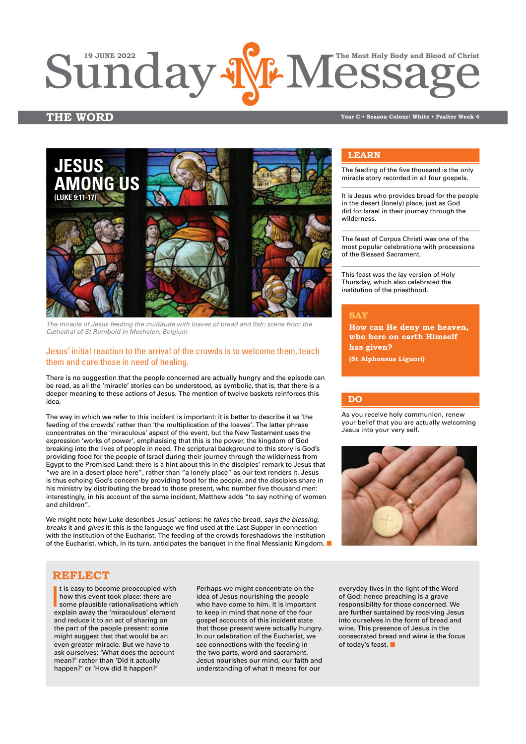19 JUNE 2022

# Sunday Message

The Most Holy Body and Blood of Christ

**THE WORD**

Year C • Season Colour: White • Psalter Week 4

## JESUS AMONG US

**(LUKE 9:11-17)**

*The miracle of Jesus feeding the multitude with loaves of bread and fish: scene from the Cathedral of St Rumbold in Mechelen, Belgium*

Jesus' initial reaction to the arrival of the crowds is to welcome them, teach them and cure those in need of healing.

There is no suggestion that the people concerned are actually hungry and the episode can be read, as all the 'miracle' stories can be understood, as symbolic, that is, that there is a deeper meaning to these actions of Jesus. The mention of twelve baskets reinforces this idea.

The way in which we refer to this incident is important: it is better to describe it as 'the feeding of the crowds' rather than 'the multiplication of the loaves'. The latter phrase concentrates on the 'miraculous' aspect of the event, but the New Testament uses the expression 'works of power', emphasising that this is the power, the kingdom of God breaking into the lives of people in need. The scriptural background to this story is God's providing food for the people of Israel during their journey through the wilderness from Egypt to the Promised Land: there is a hint about this in the disciples' remark to Jesus that "we are in a desert place here", rather than "a lonely place" as our text renders it. Jesus is thus echoing God's concern by providing food for the people, and the disciples share in his ministry by distributing the bread to those present, who number five thousand men: interestingly, in his account of the same incident, Matthew adds "to say nothing of women and children".

We might note how Luke describes Jesus' actions: he *takes* the bread, *says the blessing*, *breaks* it and *gives* it: this is the language we find used at the Last Supper in connection with the institution of the Eucharist. The feeding of the crowds foreshadows the institution of the Eucharist, which, in its turn, anticipates the banquet in the final Messianic Kingdom.

## LEARN

The feeding of the five thousand is the only miracle story recorded in all four gospels.

It is Jesus who provides bread for the people in the desert (lonely) place, just as God did for Israel in their journey through the wilderness.

The feast of Corpus Christi was one of the most popular celebrations with processions of the Blessed Sacrament.

This feast was the lay version of Holy Thursday, which also celebrated the institution of the priesthood.

## SAY

**How can He deny me heaven, who here on earth Himself has given?**

**(St Alphonsus Liguori)**

## DO

As you receive holy communion, renew your belief that you are actually welcoming Jesus into your very self.

## REFLECT

It is easy to become preoccupied with how this event took place: there are some plausible rationalisations which explain away the 'miraculous' element and reduce it to an act of sharing on the part of the people present: some might suggest that that would be an even greater miracle. But we have to ask ourselves: 'What does the account mean?' rather than 'Did it actually happen?' or 'How did it happen?'

Perhaps we might concentrate on the idea of Jesus nourishing the people who have come to him. It is important to keep in mind that none of the four gospel accounts of this incident state that those present were actually hungry. In our celebration of the Eucharist, we see connections with the feeding in the two parts, word and sacrament. Jesus nourishes our mind, our faith and understanding of what it means for our everyday lives in the light of the Word of God: hence preaching is a grave responsibility for those concerned. We are further sustained by receiving Jesus into ourselves in the form of bread and wine. This presence of Jesus in the consecrated bread and wine is the focus of today's feast.